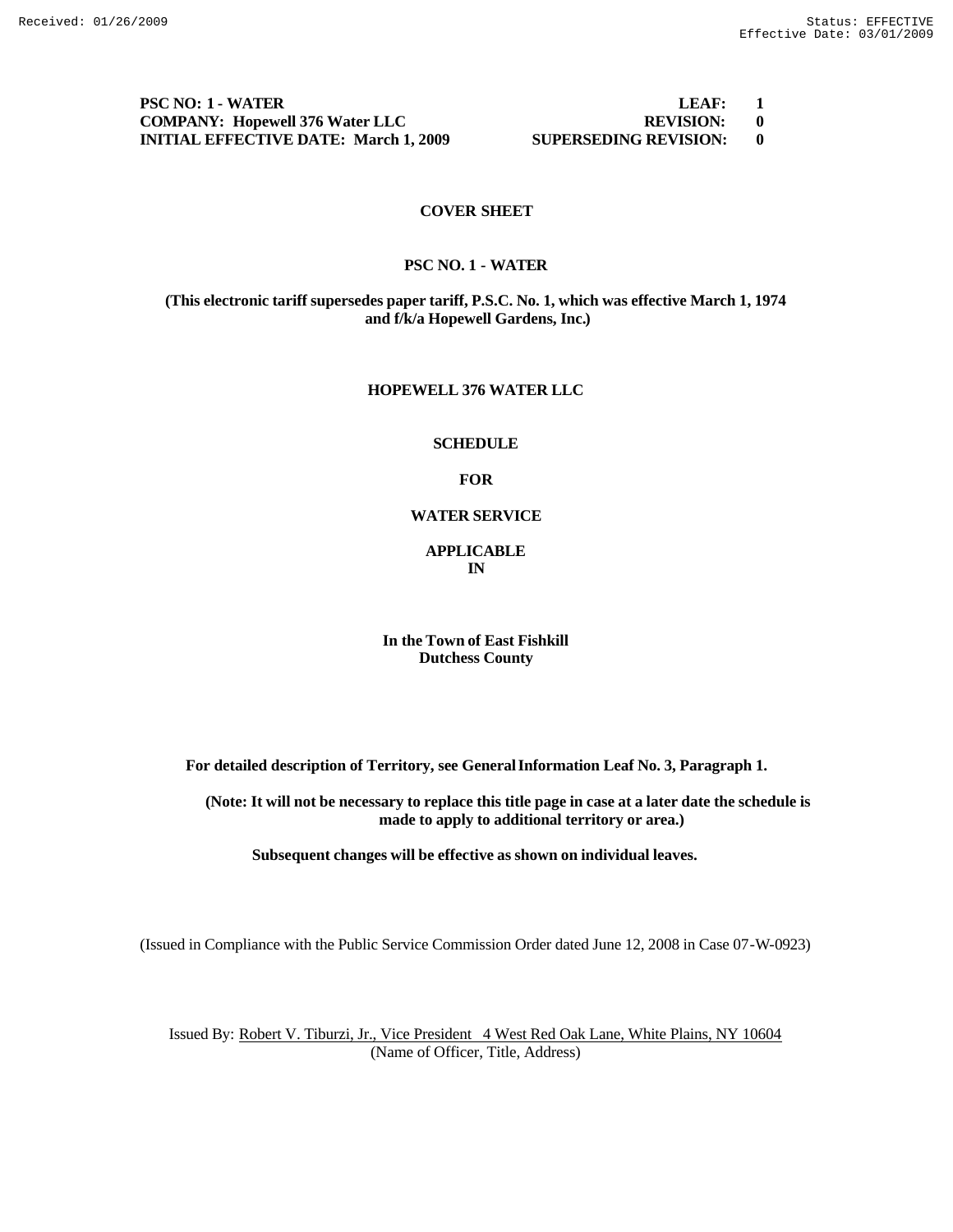**PSC NO: 1 - WATER** | **LEAF: 1**
**COMPANY: Hopewell 376 Water LLC** | **REVISION: 0**
**INITIAL EFFECTIVE DATE: March 1, 2009** | **SUPERSEDING REVISION: 0**

# COVER SHEET

## PSC NO. 1 - WATER

**(This electronic tariff supersedes paper tariff, P.S.C. No. 1, which was effective March 1, 1974 and f/k/a Hopewell Gardens, Inc.)**

## HOPEWELL 376 WATER LLC

**SCHEDULE**

**FOR**

**WATER SERVICE**

**APPLICABLE**
**IN**

**In the Town of East Fishkill**
**Dutchess County**

**For detailed description of Territory, see General Information Leaf No. 3, Paragraph 1.**

**(Note: It will not be necessary to replace this title page in case at a later date the schedule is made to apply to additional territory or area.)**

**Subsequent changes will be effective as shown on individual leaves.**

(Issued in Compliance with the Public Service Commission Order dated June 12, 2008 in Case 07-W-0923)

Issued By: Robert V. Tiburzi, Jr., Vice President 4 West Red Oak Lane, White Plains, NY 10604
(Name of Officer, Title, Address)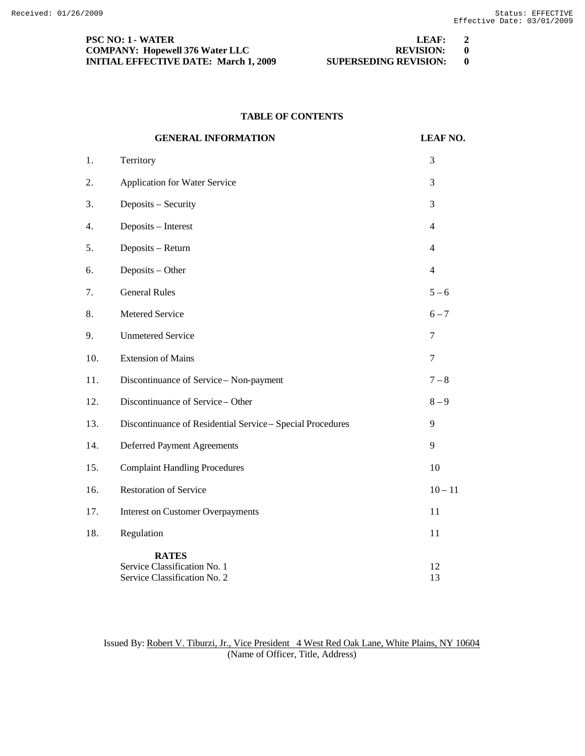**PSC NO: 1 - WATER** | **LEAF: 2**
**COMPANY: Hopewell 376 Water LLC** | **REVISION: 0**
**INITIAL EFFECTIVE DATE: March 1, 2009** | **SUPERSEDING REVISION: 0**

## TABLE OF CONTENTS

| | **GENERAL INFORMATION** | **LEAF NO.** |
|---|---|---|
| 1. | Territory | 3 |
| 2. | Application for Water Service | 3 |
| 3. | Deposits – Security | 3 |
| 4. | Deposits – Interest | 4 |
| 5. | Deposits – Return | 4 |
| 6. | Deposits – Other | 4 |
| 7. | General Rules | 5 – 6 |
| 8. | Metered Service | 6 – 7 |
| 9. | Unmetered Service | 7 |
| 10. | Extension of Mains | 7 |
| 11. | Discontinuance of Service – Non-payment | 7 – 8 |
| 12. | Discontinuance of Service – Other | 8 – 9 |
| 13. | Discontinuance of Residential Service – Special Procedures | 9 |
| 14. | Deferred Payment Agreements | 9 |
| 15. | Complaint Handling Procedures | 10 |
| 16. | Restoration of Service | 10 – 11 |
| 17. | Interest on Customer Overpayments | 11 |
| 18. | Regulation | 11 |
| | **RATES** | |
| | Service Classification No. 1 | 12 |
| | Service Classification No. 2 | 13 |

Issued By: Robert V. Tiburzi, Jr., Vice President 4 West Red Oak Lane, White Plains, NY 10604
(Name of Officer, Title, Address)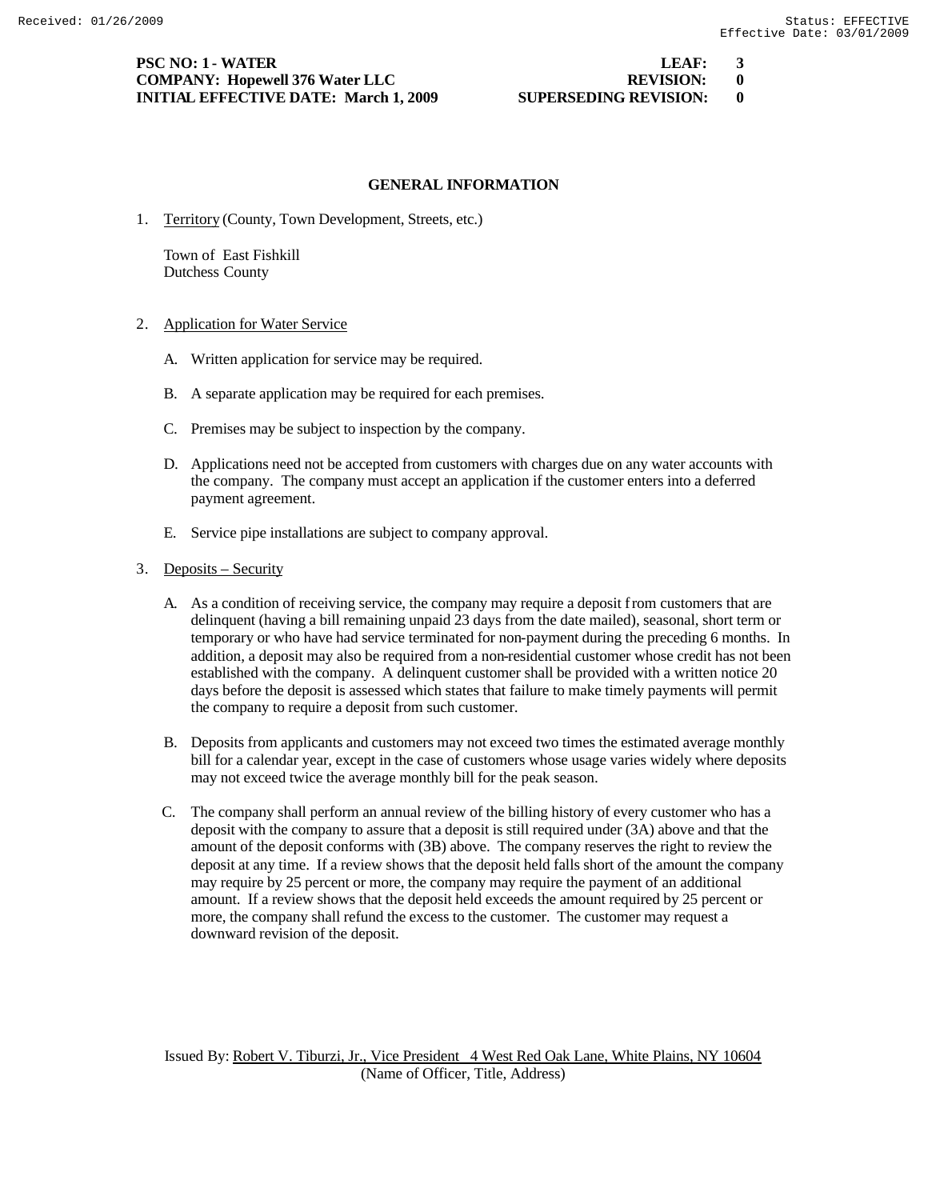**PSC NO: 1 - WATER** | **LEAF: 3**
**COMPANY: Hopewell 376 Water LLC** | **REVISION: 0**
**INITIAL EFFECTIVE DATE: March 1, 2009** | **SUPERSEDING REVISION: 0**

## GENERAL INFORMATION

1. Territory (County, Town Development, Streets, etc.)

   Town of East Fishkill
   Dutchess County

2. Application for Water Service

   A. Written application for service may be required.

   B. A separate application may be required for each premises.

   C. Premises may be subject to inspection by the company.

   D. Applications need not be accepted from customers with charges due on any water accounts with the company. The company must accept an application if the customer enters into a deferred payment agreement.

   E. Service pipe installations are subject to company approval.

3. Deposits – Security

   A. As a condition of receiving service, the company may require a deposit from customers that are delinquent (having a bill remaining unpaid 23 days from the date mailed), seasonal, short term or temporary or who have had service terminated for non-payment during the preceding 6 months. In addition, a deposit may also be required from a non-residential customer whose credit has not been established with the company. A delinquent customer shall be provided with a written notice 20 days before the deposit is assessed which states that failure to make timely payments will permit the company to require a deposit from such customer.

   B. Deposits from applicants and customers may not exceed two times the estimated average monthly bill for a calendar year, except in the case of customers whose usage varies widely where deposits may not exceed twice the average monthly bill for the peak season.

   C. The company shall perform an annual review of the billing history of every customer who has a deposit with the company to assure that a deposit is still required under (3A) above and that the amount of the deposit conforms with (3B) above. The company reserves the right to review the deposit at any time. If a review shows that the deposit held falls short of the amount the company may require by 25 percent or more, the company may require the payment of an additional amount. If a review shows that the deposit held exceeds the amount required by 25 percent or more, the company shall refund the excess to the customer. The customer may request a downward revision of the deposit.

Issued By: Robert V. Tiburzi, Jr., Vice President 4 West Red Oak Lane, White Plains, NY 10604
(Name of Officer, Title, Address)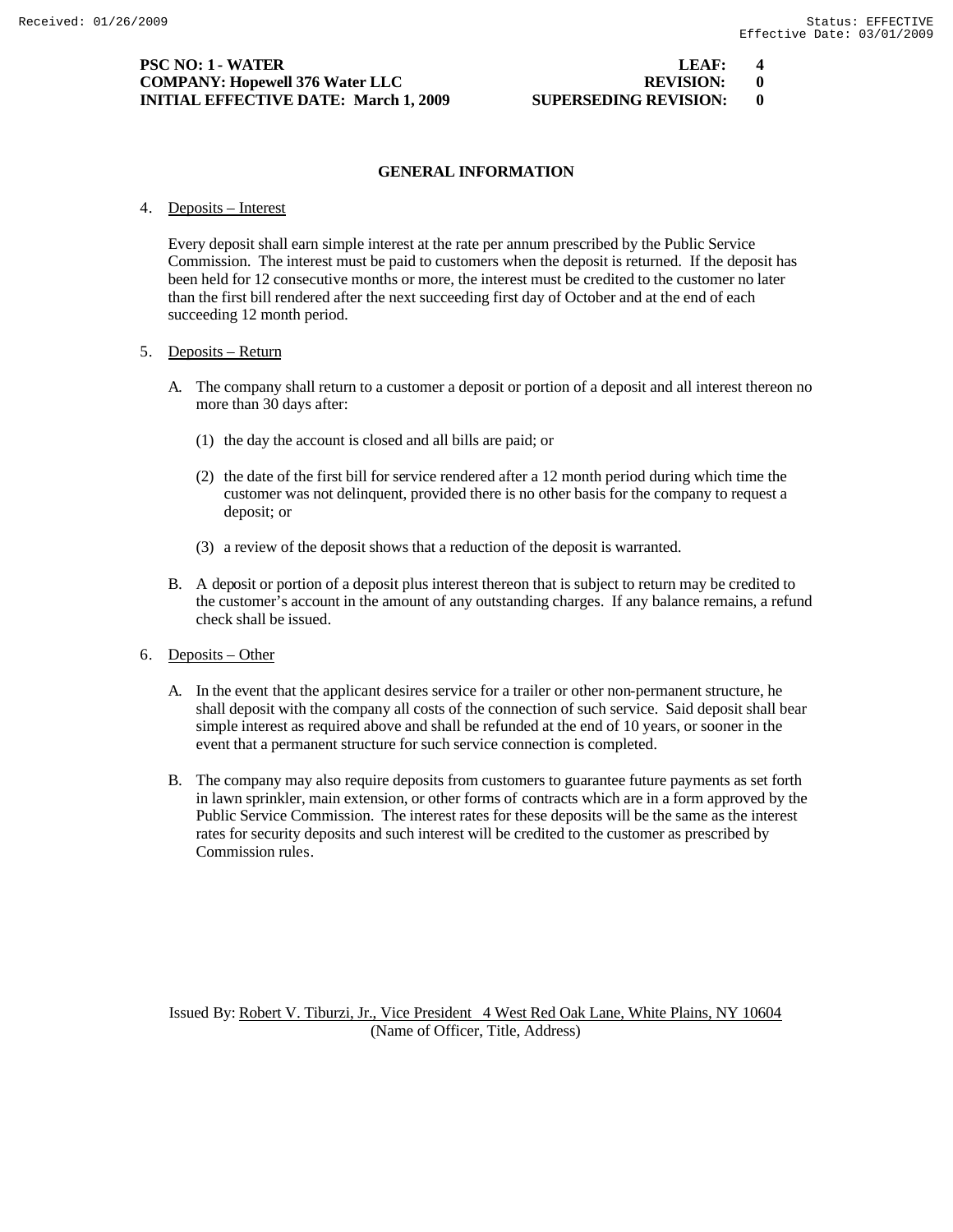**PSC NO: 1 - WATER** | **LEAF: 4**
**COMPANY: Hopewell 376 Water LLC** | **REVISION: 0**
**INITIAL EFFECTIVE DATE: March 1, 2009** | **SUPERSEDING REVISION: 0**

## GENERAL INFORMATION

4. Deposits – Interest

   Every deposit shall earn simple interest at the rate per annum prescribed by the Public Service Commission. The interest must be paid to customers when the deposit is returned. If the deposit has been held for 12 consecutive months or more, the interest must be credited to the customer no later than the first bill rendered after the next succeeding first day of October and at the end of each succeeding 12 month period.

5. Deposits – Return

   A. The company shall return to a customer a deposit or portion of a deposit and all interest thereon no more than 30 days after:

      (1) the day the account is closed and all bills are paid; or

      (2) the date of the first bill for service rendered after a 12 month period during which time the customer was not delinquent, provided there is no other basis for the company to request a deposit; or

      (3) a review of the deposit shows that a reduction of the deposit is warranted.

   B. A deposit or portion of a deposit plus interest thereon that is subject to return may be credited to the customer's account in the amount of any outstanding charges. If any balance remains, a refund check shall be issued.

6. Deposits – Other

   A. In the event that the applicant desires service for a trailer or other non-permanent structure, he shall deposit with the company all costs of the connection of such service. Said deposit shall bear simple interest as required above and shall be refunded at the end of 10 years, or sooner in the event that a permanent structure for such service connection is completed.

   B. The company may also require deposits from customers to guarantee future payments as set forth in lawn sprinkler, main extension, or other forms of contracts which are in a form approved by the Public Service Commission. The interest rates for these deposits will be the same as the interest rates for security deposits and such interest will be credited to the customer as prescribed by Commission rules.

Issued By: Robert V. Tiburzi, Jr., Vice President 4 West Red Oak Lane, White Plains, NY 10604
(Name of Officer, Title, Address)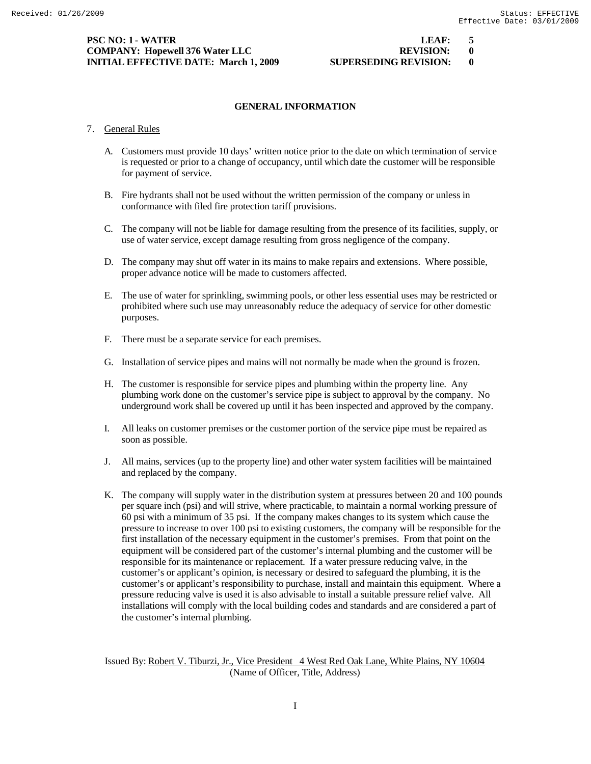## GENERAL INFORMATION

7. General Rules

   A. Customers must provide 10 days' written notice prior to the date on which termination of service is requested or prior to a change of occupancy, until which date the customer will be responsible for payment of service.

   B. Fire hydrants shall not be used without the written permission of the company or unless in conformance with filed fire protection tariff provisions.

   C. The company will not be liable for damage resulting from the presence of its facilities, supply, or use of water service, except damage resulting from gross negligence of the company.

   D. The company may shut off water in its mains to make repairs and extensions. Where possible, proper advance notice will be made to customers affected.

   E. The use of water for sprinkling, swimming pools, or other less essential uses may be restricted or prohibited where such use may unreasonably reduce the adequacy of service for other domestic purposes.

   F. There must be a separate service for each premises.

   G. Installation of service pipes and mains will not normally be made when the ground is frozen.

   H. The customer is responsible for service pipes and plumbing within the property line. Any plumbing work done on the customer's service pipe is subject to approval by the company. No underground work shall be covered up until it has been inspected and approved by the company.

   I. All leaks on customer premises or the customer portion of the service pipe must be repaired as soon as possible.

   J. All mains, services (up to the property line) and other water system facilities will be maintained and replaced by the company.

   K. The company will supply water in the distribution system at pressures between 20 and 100 pounds per square inch (psi) and will strive, where practicable, to maintain a normal working pressure of 60 psi with a minimum of 35 psi. If the company makes changes to its system which cause the pressure to increase to over 100 psi to existing customers, the company will be responsible for the first installation of the necessary equipment in the customer's premises. From that point on the equipment will be considered part of the customer's internal plumbing and the customer will be responsible for its maintenance or replacement. If a water pressure reducing valve, in the customer's or applicant's opinion, is necessary or desired to safeguard the plumbing, it is the customer's or applicant's responsibility to purchase, install and maintain this equipment. Where a pressure reducing valve is used it is also advisable to install a suitable pressure relief valve. All installations will comply with the local building codes and standards and are considered a part of the customer's internal plumbing.

Issued By: Robert V. Tiburzi, Jr., Vice President 4 West Red Oak Lane, White Plains, NY 10604
(Name of Officer, Title, Address)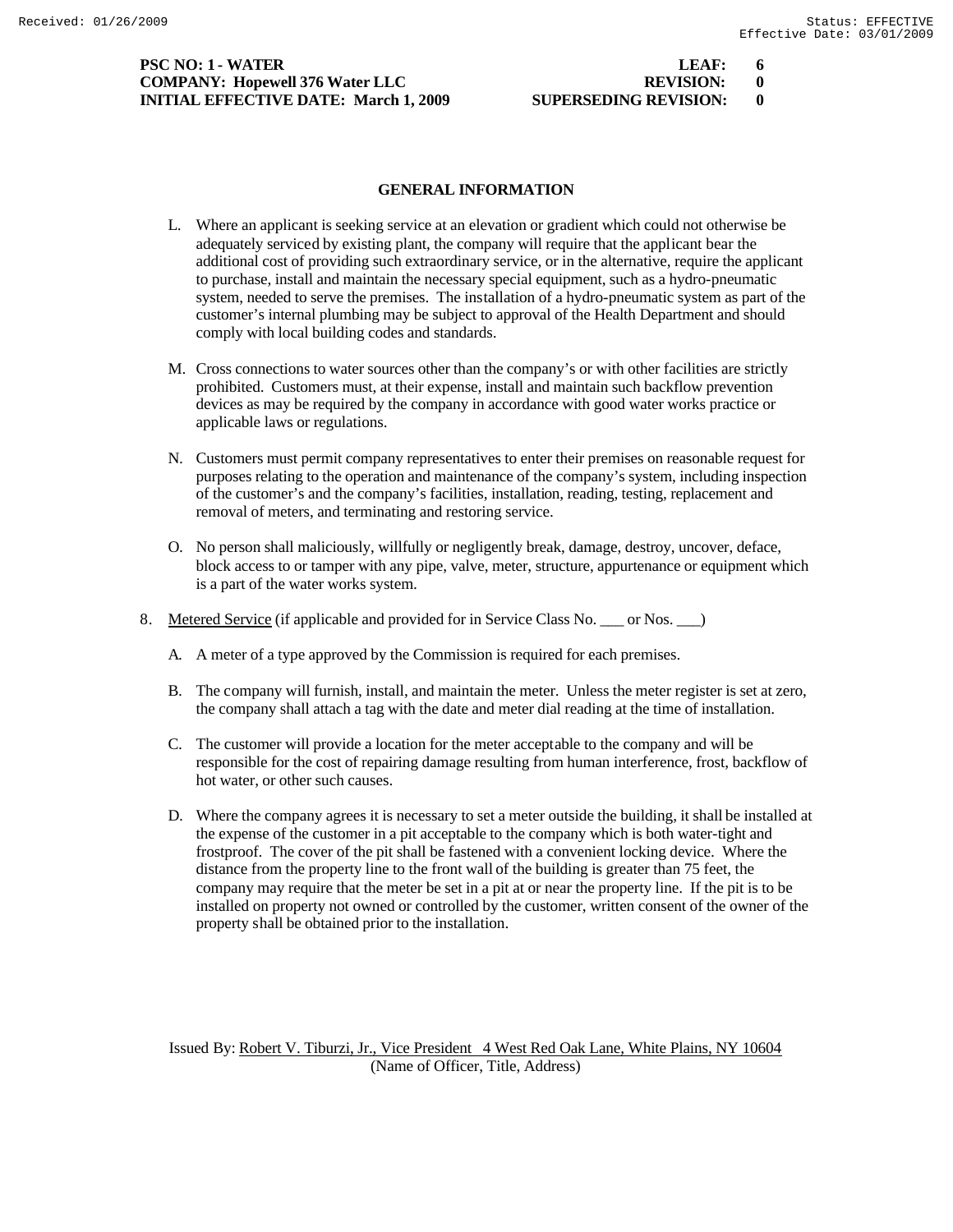**PSC NO: 1 - WATER** **LEAF: 6**
**COMPANY: Hopewell 376 Water LLC** **REVISION: 0**
**INITIAL EFFECTIVE DATE: March 1, 2009** **SUPERSEDING REVISION: 0**

## GENERAL INFORMATION

L. Where an applicant is seeking service at an elevation or gradient which could not otherwise be adequately serviced by existing plant, the company will require that the applicant bear the additional cost of providing such extraordinary service, or in the alternative, require the applicant to purchase, install and maintain the necessary special equipment, such as a hydro-pneumatic system, needed to serve the premises. The installation of a hydro-pneumatic system as part of the customer's internal plumbing may be subject to approval of the Health Department and should comply with local building codes and standards.

M. Cross connections to water sources other than the company's or with other facilities are strictly prohibited. Customers must, at their expense, install and maintain such backflow prevention devices as may be required by the company in accordance with good water works practice or applicable laws or regulations.

N. Customers must permit company representatives to enter their premises on reasonable request for purposes relating to the operation and maintenance of the company's system, including inspection of the customer's and the company's facilities, installation, reading, testing, replacement and removal of meters, and terminating and restoring service.

O. No person shall maliciously, willfully or negligently break, damage, destroy, uncover, deface, block access to or tamper with any pipe, valve, meter, structure, appurtenance or equipment which is a part of the water works system.

8. Metered Service (if applicable and provided for in Service Class No. ___ or Nos. ___)

A. A meter of a type approved by the Commission is required for each premises.

B. The company will furnish, install, and maintain the meter. Unless the meter register is set at zero, the company shall attach a tag with the date and meter dial reading at the time of installation.

C. The customer will provide a location for the meter acceptable to the company and will be responsible for the cost of repairing damage resulting from human interference, frost, backflow of hot water, or other such causes.

D. Where the company agrees it is necessary to set a meter outside the building, it shall be installed at the expense of the customer in a pit acceptable to the company which is both water-tight and frostproof. The cover of the pit shall be fastened with a convenient locking device. Where the distance from the property line to the front wall of the building is greater than 75 feet, the company may require that the meter be set in a pit at or near the property line. If the pit is to be installed on property not owned or controlled by the customer, written consent of the owner of the property shall be obtained prior to the installation.

Issued By: Robert V. Tiburzi, Jr., Vice President 4 West Red Oak Lane, White Plains, NY 10604
(Name of Officer, Title, Address)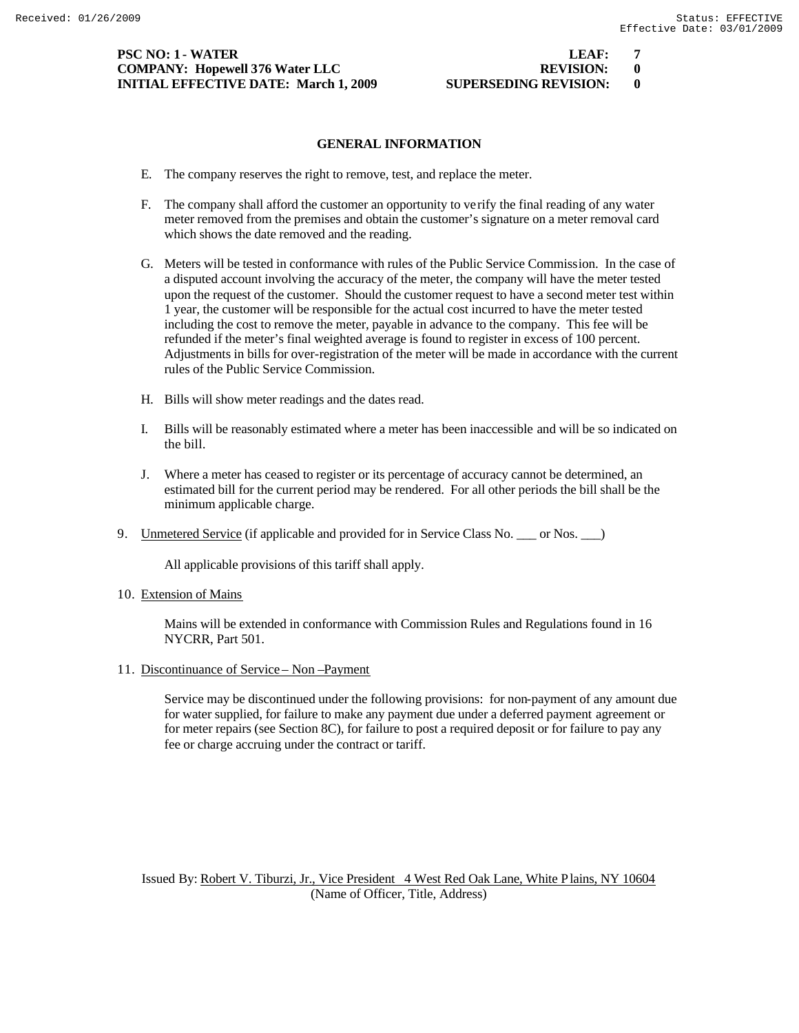**PSC NO: 1 - WATER** **LEAF: 7**
**COMPANY: Hopewell 376 Water LLC** **REVISION: 0**
**INITIAL EFFECTIVE DATE: March 1, 2009** **SUPERSEDING REVISION: 0**

## GENERAL INFORMATION

E. The company reserves the right to remove, test, and replace the meter.

F. The company shall afford the customer an opportunity to verify the final reading of any water meter removed from the premises and obtain the customer's signature on a meter removal card which shows the date removed and the reading.

G. Meters will be tested in conformance with rules of the Public Service Commission. In the case of a disputed account involving the accuracy of the meter, the company will have the meter tested upon the request of the customer. Should the customer request to have a second meter test within 1 year, the customer will be responsible for the actual cost incurred to have the meter tested including the cost to remove the meter, payable in advance to the company. This fee will be refunded if the meter's final weighted average is found to register in excess of 100 percent. Adjustments in bills for over-registration of the meter will be made in accordance with the current rules of the Public Service Commission.

H. Bills will show meter readings and the dates read.

I. Bills will be reasonably estimated where a meter has been inaccessible and will be so indicated on the bill.

J. Where a meter has ceased to register or its percentage of accuracy cannot be determined, an estimated bill for the current period may be rendered. For all other periods the bill shall be the minimum applicable charge.

9. Unmetered Service (if applicable and provided for in Service Class No. ___ or Nos. ___)

   All applicable provisions of this tariff shall apply.

10. Extension of Mains

   Mains will be extended in conformance with Commission Rules and Regulations found in 16 NYCRR, Part 501.

11. Discontinuance of Service – Non –Payment

   Service may be discontinued under the following provisions: for non-payment of any amount due for water supplied, for failure to make any payment due under a deferred payment agreement or for meter repairs (see Section 8C), for failure to post a required deposit or for failure to pay any fee or charge accruing under the contract or tariff.

Issued By: Robert V. Tiburzi, Jr., Vice President 4 West Red Oak Lane, White Plains, NY 10604
(Name of Officer, Title, Address)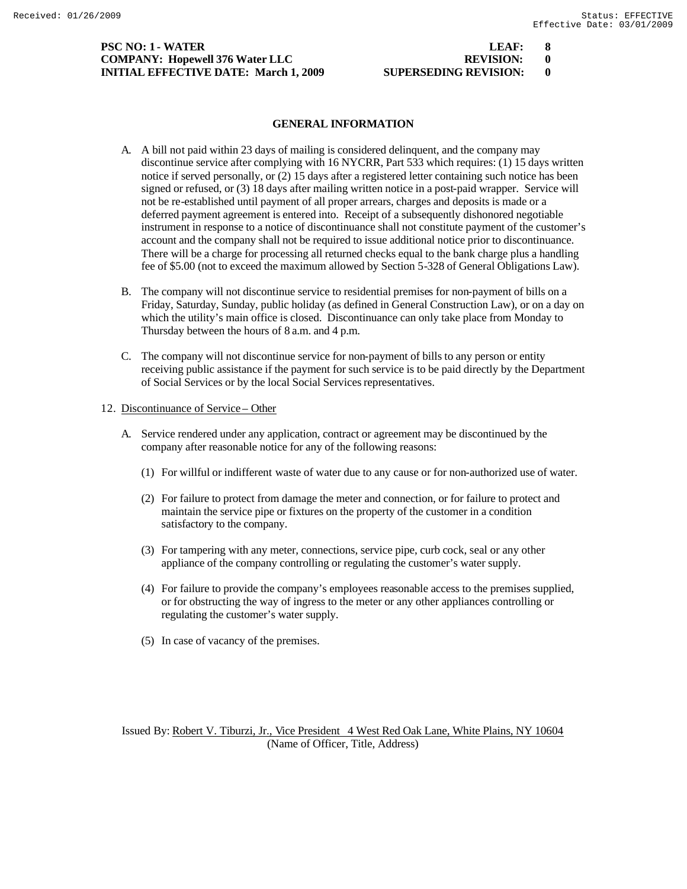**PSC NO: 1 - WATER** **LEAF: 8**
**COMPANY: Hopewell 376 Water LLC** **REVISION: 0**
**INITIAL EFFECTIVE DATE: March 1, 2009** **SUPERSEDING REVISION: 0**

## GENERAL INFORMATION

A. A bill not paid within 23 days of mailing is considered delinquent, and the company may discontinue service after complying with 16 NYCRR, Part 533 which requires: (1) 15 days written notice if served personally, or (2) 15 days after a registered letter containing such notice has been signed or refused, or (3) 18 days after mailing written notice in a post-paid wrapper. Service will not be re-established until payment of all proper arrears, charges and deposits is made or a deferred payment agreement is entered into. Receipt of a subsequently dishonored negotiable instrument in response to a notice of discontinuance shall not constitute payment of the customer's account and the company shall not be required to issue additional notice prior to discontinuance. There will be a charge for processing all returned checks equal to the bank charge plus a handling fee of $5.00 (not to exceed the maximum allowed by Section 5-328 of General Obligations Law).

B. The company will not discontinue service to residential premises for non-payment of bills on a Friday, Saturday, Sunday, public holiday (as defined in General Construction Law), or on a day on which the utility's main office is closed. Discontinuance can only take place from Monday to Thursday between the hours of 8 a.m. and 4 p.m.

C. The company will not discontinue service for non-payment of bills to any person or entity receiving public assistance if the payment for such service is to be paid directly by the Department of Social Services or by the local Social Services representatives.

12. Discontinuance of Service – Other

A. Service rendered under any application, contract or agreement may be discontinued by the company after reasonable notice for any of the following reasons:

(1) For willful or indifferent waste of water due to any cause or for non-authorized use of water.

(2) For failure to protect from damage the meter and connection, or for failure to protect and maintain the service pipe or fixtures on the property of the customer in a condition satisfactory to the company.

(3) For tampering with any meter, connections, service pipe, curb cock, seal or any other appliance of the company controlling or regulating the customer's water supply.

(4) For failure to provide the company's employees reasonable access to the premises supplied, or for obstructing the way of ingress to the meter or any other appliances controlling or regulating the customer's water supply.

(5) In case of vacancy of the premises.

Issued By: Robert V. Tiburzi, Jr., Vice President 4 West Red Oak Lane, White Plains, NY 10604
(Name of Officer, Title, Address)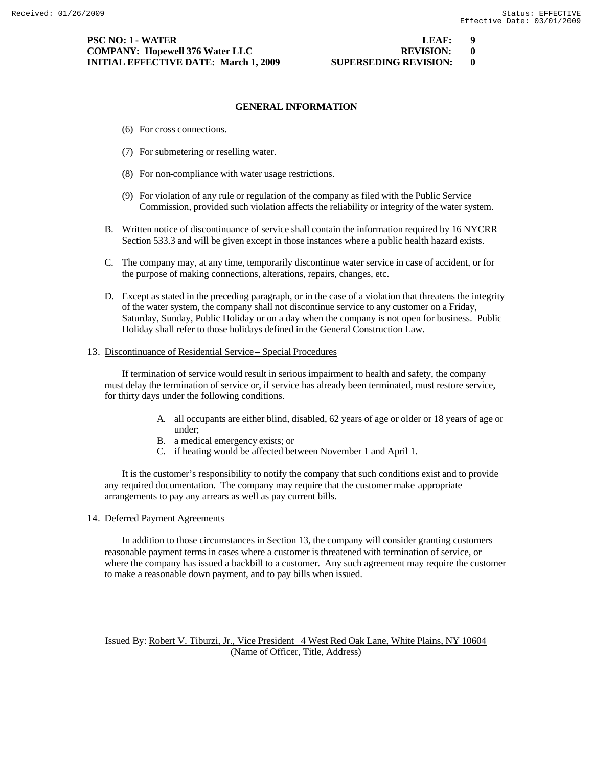**PSC NO: 1 - WATER** **LEAF: 9**
**COMPANY: Hopewell 376 Water LLC** **REVISION: 0**
**INITIAL EFFECTIVE DATE: March 1, 2009** **SUPERSEDING REVISION: 0**

## GENERAL INFORMATION

(6) For cross connections.

(7) For submetering or reselling water.

(8) For non-compliance with water usage restrictions.

(9) For violation of any rule or regulation of the company as filed with the Public Service Commission, provided such violation affects the reliability or integrity of the water system.

B. Written notice of discontinuance of service shall contain the information required by 16 NYCRR Section 533.3 and will be given except in those instances where a public health hazard exists.

C. The company may, at any time, temporarily discontinue water service in case of accident, or for the purpose of making connections, alterations, repairs, changes, etc.

D. Except as stated in the preceding paragraph, or in the case of a violation that threatens the integrity of the water system, the company shall not discontinue service to any customer on a Friday, Saturday, Sunday, Public Holiday or on a day when the company is not open for business. Public Holiday shall refer to those holidays defined in the General Construction Law.

13. Discontinuance of Residential Service – Special Procedures

If termination of service would result in serious impairment to health and safety, the company must delay the termination of service or, if service has already been terminated, must restore service, for thirty days under the following conditions.

A. all occupants are either blind, disabled, 62 years of age or older or 18 years of age or under;
B. a medical emergency exists; or
C. if heating would be affected between November 1 and April 1.

It is the customer's responsibility to notify the company that such conditions exist and to provide any required documentation. The company may require that the customer make appropriate arrangements to pay any arrears as well as pay current bills.

14. Deferred Payment Agreements

In addition to those circumstances in Section 13, the company will consider granting customers reasonable payment terms in cases where a customer is threatened with termination of service, or where the company has issued a backbill to a customer. Any such agreement may require the customer to make a reasonable down payment, and to pay bills when issued.

Issued By: Robert V. Tiburzi, Jr., Vice President 4 West Red Oak Lane, White Plains, NY 10604
(Name of Officer, Title, Address)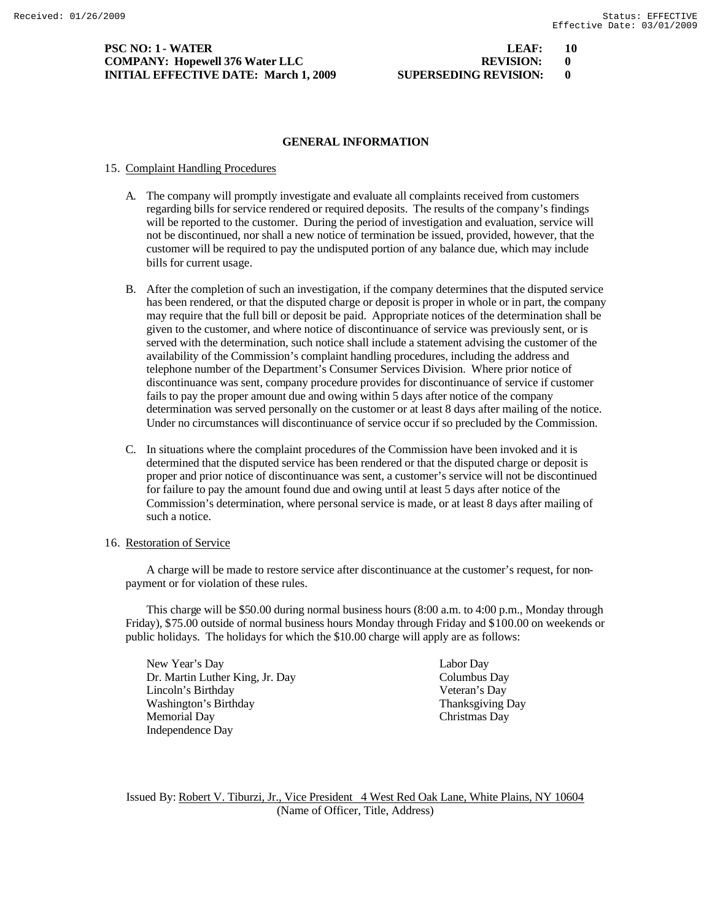**PSC NO: 1 - WATER** **LEAF: 10**
**COMPANY: Hopewell 376 Water LLC** **REVISION: 0**
**INITIAL EFFECTIVE DATE: March 1, 2009** **SUPERSEDING REVISION: 0**

## GENERAL INFORMATION

15. Complaint Handling Procedures

A. The company will promptly investigate and evaluate all complaints received from customers regarding bills for service rendered or required deposits. The results of the company's findings will be reported to the customer. During the period of investigation and evaluation, service will not be discontinued, nor shall a new notice of termination be issued, provided, however, that the customer will be required to pay the undisputed portion of any balance due, which may include bills for current usage.

B. After the completion of such an investigation, if the company determines that the disputed service has been rendered, or that the disputed charge or deposit is proper in whole or in part, the company may require that the full bill or deposit be paid. Appropriate notices of the determination shall be given to the customer, and where notice of discontinuance of service was previously sent, or is served with the determination, such notice shall include a statement advising the customer of the availability of the Commission's complaint handling procedures, including the address and telephone number of the Department's Consumer Services Division. Where prior notice of discontinuance was sent, company procedure provides for discontinuance of service if customer fails to pay the proper amount due and owing within 5 days after notice of the company determination was served personally on the customer or at least 8 days after mailing of the notice. Under no circumstances will discontinuance of service occur if so precluded by the Commission.

C. In situations where the complaint procedures of the Commission have been invoked and it is determined that the disputed service has been rendered or that the disputed charge or deposit is proper and prior notice of discontinuance was sent, a customer's service will not be discontinued for failure to pay the amount found due and owing until at least 5 days after notice of the Commission's determination, where personal service is made, or at least 8 days after mailing of such a notice.

16. Restoration of Service

A charge will be made to restore service after discontinuance at the customer's request, for non-payment or for violation of these rules.

This charge will be $50.00 during normal business hours (8:00 a.m. to 4:00 p.m., Monday through Friday), $75.00 outside of normal business hours Monday through Friday and $100.00 on weekends or public holidays. The holidays for which the $10.00 charge will apply are as follows:

New Year's Day
Dr. Martin Luther King, Jr. Day
Lincoln's Birthday
Washington's Birthday
Memorial Day
Independence Day
Labor Day
Columbus Day
Veteran's Day
Thanksgiving Day
Christmas Day

Issued By: Robert V. Tiburzi, Jr., Vice President 4 West Red Oak Lane, White Plains, NY 10604
(Name of Officer, Title, Address)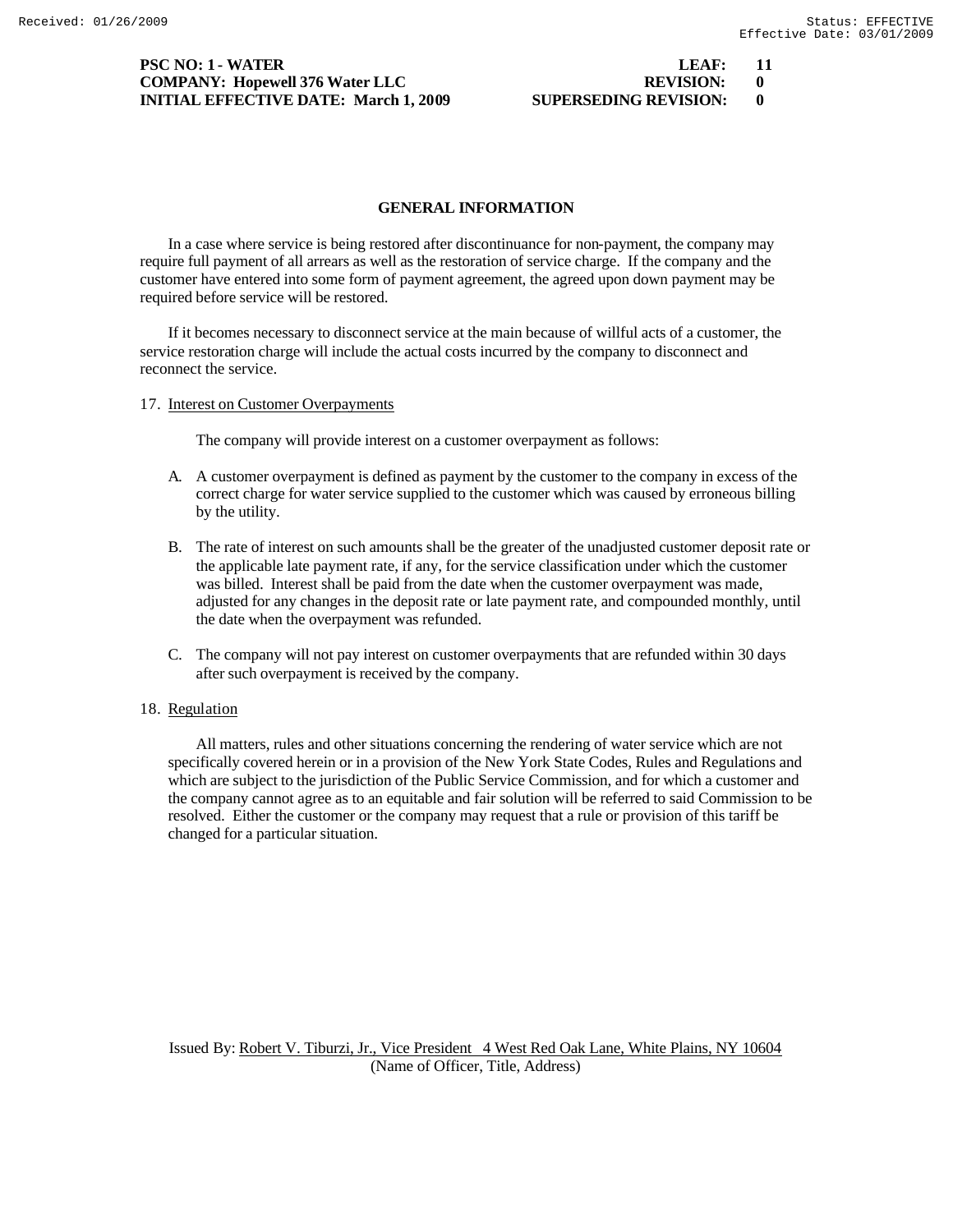## GENERAL INFORMATION

In a case where service is being restored after discontinuance for non-payment, the company may require full payment of all arrears as well as the restoration of service charge. If the company and the customer have entered into some form of payment agreement, the agreed upon down payment may be required before service will be restored.

If it becomes necessary to disconnect service at the main because of willful acts of a customer, the service restoration charge will include the actual costs incurred by the company to disconnect and reconnect the service.

17. Interest on Customer Overpayments

The company will provide interest on a customer overpayment as follows:

A. A customer overpayment is defined as payment by the customer to the company in excess of the correct charge for water service supplied to the customer which was caused by erroneous billing by the utility.

B. The rate of interest on such amounts shall be the greater of the unadjusted customer deposit rate or the applicable late payment rate, if any, for the service classification under which the customer was billed. Interest shall be paid from the date when the customer overpayment was made, adjusted for any changes in the deposit rate or late payment rate, and compounded monthly, until the date when the overpayment was refunded.

C. The company will not pay interest on customer overpayments that are refunded within 30 days after such overpayment is received by the company.

18. Regulation

All matters, rules and other situations concerning the rendering of water service which are not specifically covered herein or in a provision of the New York State Codes, Rules and Regulations and which are subject to the jurisdiction of the Public Service Commission, and for which a customer and the company cannot agree as to an equitable and fair solution will be referred to said Commission to be resolved. Either the customer or the company may request that a rule or provision of this tariff be changed for a particular situation.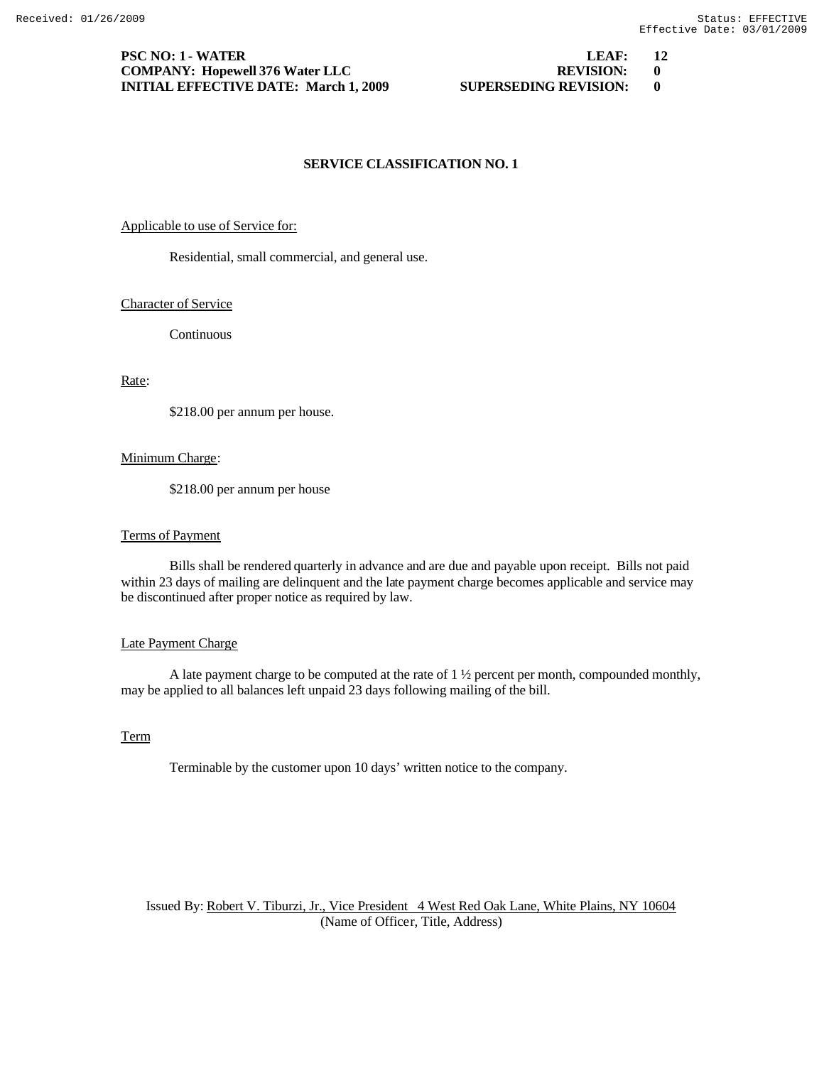**PSC NO: 1 - WATER** **LEAF: 12**
**COMPANY: Hopewell 376 Water LLC** **REVISION: 0**
**INITIAL EFFECTIVE DATE: March 1, 2009** **SUPERSEDING REVISION: 0**

## SERVICE CLASSIFICATION NO. 1

Applicable to use of Service for:

Residential, small commercial, and general use.

Character of Service

Continuous

Rate:

$218.00 per annum per house.

Minimum Charge:

$218.00 per annum per house

Terms of Payment

Bills shall be rendered quarterly in advance and are due and payable upon receipt. Bills not paid within 23 days of mailing are delinquent and the late payment charge becomes applicable and service may be discontinued after proper notice as required by law.

Late Payment Charge

A late payment charge to be computed at the rate of 1 ½ percent per month, compounded monthly, may be applied to all balances left unpaid 23 days following mailing of the bill.

Term

Terminable by the customer upon 10 days' written notice to the company.

Issued By: Robert V. Tiburzi, Jr., Vice President 4 West Red Oak Lane, White Plains, NY 10604
(Name of Officer, Title, Address)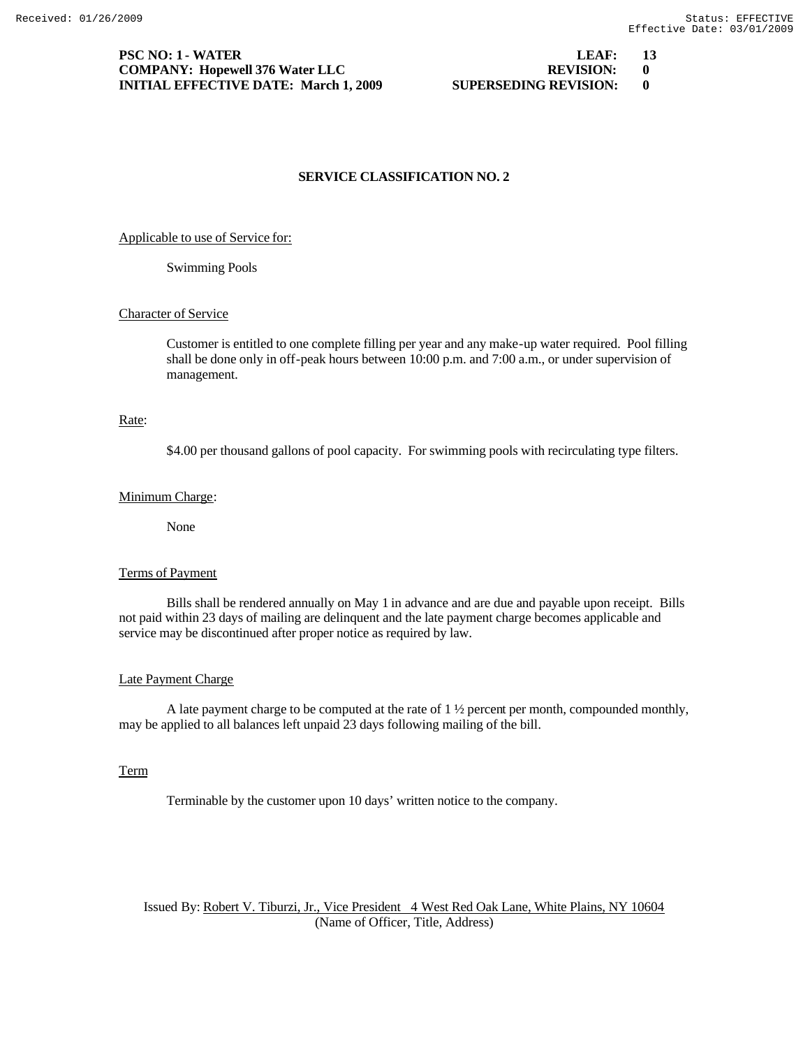**PSC NO: 1 - WATER** **LEAF: 13**
**COMPANY: Hopewell 376 Water LLC** **REVISION: 0**
**INITIAL EFFECTIVE DATE: March 1, 2009** **SUPERSEDING REVISION: 0**

## SERVICE CLASSIFICATION NO. 2

Applicable to use of Service for:

Swimming Pools

Character of Service

Customer is entitled to one complete filling per year and any make-up water required. Pool filling shall be done only in off-peak hours between 10:00 p.m. and 7:00 a.m., or under supervision of management.

Rate:

\$4.00 per thousand gallons of pool capacity. For swimming pools with recirculating type filters.

Minimum Charge:

None

Terms of Payment

Bills shall be rendered annually on May 1 in advance and are due and payable upon receipt. Bills not paid within 23 days of mailing are delinquent and the late payment charge becomes applicable and service may be discontinued after proper notice as required by law.

Late Payment Charge

A late payment charge to be computed at the rate of 1 ½ percent per month, compounded monthly, may be applied to all balances left unpaid 23 days following mailing of the bill.

Term

Terminable by the customer upon 10 days' written notice to the company.

Issued By: Robert V. Tiburzi, Jr., Vice President 4 West Red Oak Lane, White Plains, NY 10604
(Name of Officer, Title, Address)